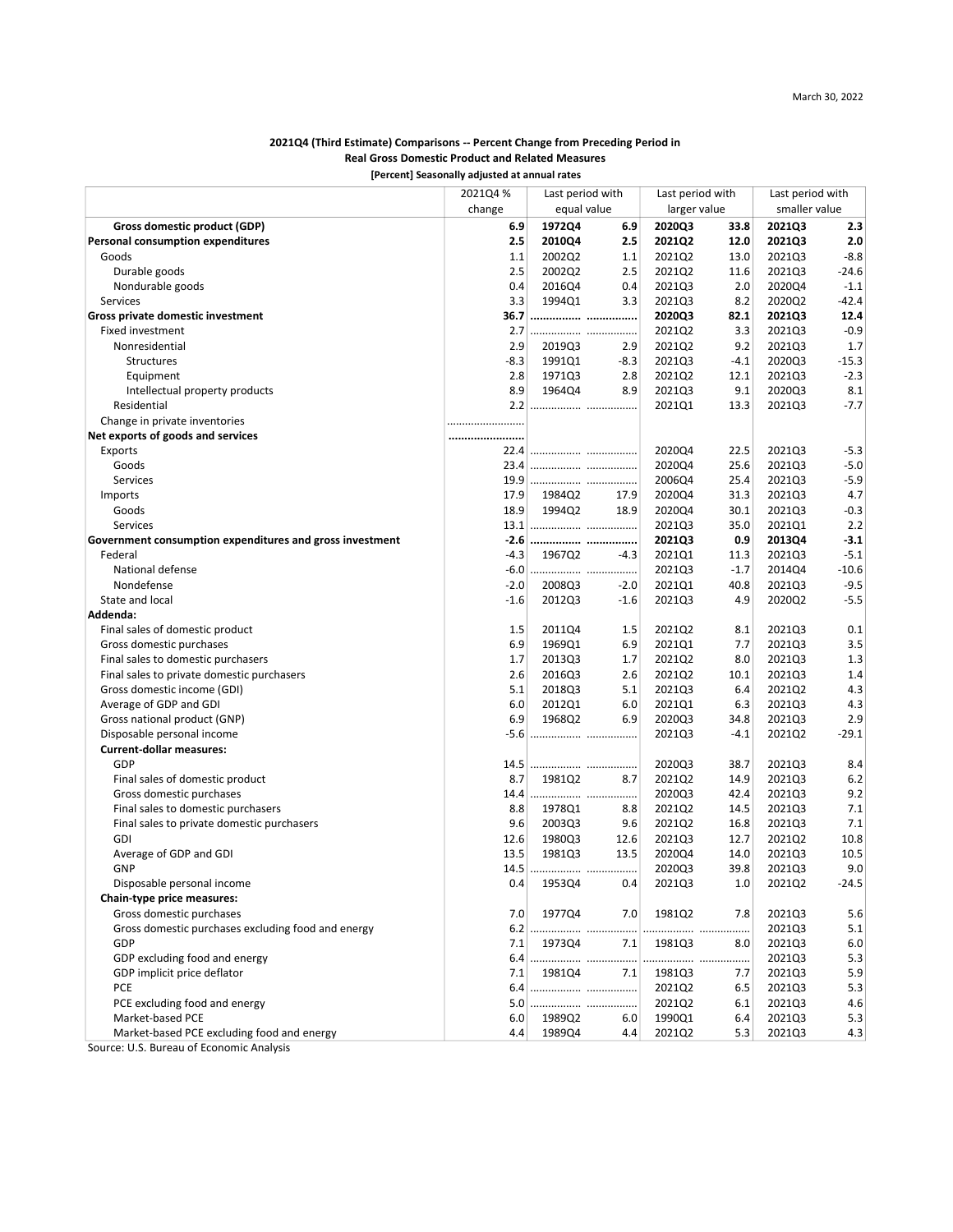March 30, 2022

**2021Q4 (Third Estimate) Comparisons -- Percent Change from Preceding Period in Real Gross Domestic Product and Related Measures**

**[Percent] Seasonally adjusted at annual rates**

| | 2021Q4 % change | Last period with equal value | | Last period with larger value | | Last period with smaller value | |
|---|---|---|---|---|---|---|---|
| **Gross domestic product (GDP)** | **6.9** | **1972Q4** | **6.9** | **2020Q3** | **33.8** | **2021Q3** | **2.3** |
| **Personal consumption expenditures** | **2.5** | **2010Q4** | **2.5** | **2021Q2** | **12.0** | **2021Q3** | **2.0** |
| Goods | 1.1 | 2002Q2 | 1.1 | 2021Q2 | 13.0 | 2021Q3 | -8.8 |
| Durable goods | 2.5 | 2002Q2 | 2.5 | 2021Q2 | 11.6 | 2021Q3 | -24.6 |
| Nondurable goods | 0.4 | 2016Q4 | 0.4 | 2021Q3 | 2.0 | 2020Q4 | -1.1 |
| Services | 3.3 | 1994Q1 | 3.3 | 2021Q3 | 8.2 | 2020Q2 | -42.4 |
| **Gross private domestic investment** | **36.7** | **................** | **................** | **2020Q3** | **82.1** | **2021Q3** | **12.4** |
| Fixed investment | 2.7 | ................ | ................ | 2021Q2 | 3.3 | 2021Q3 | -0.9 |
| Nonresidential | 2.9 | 2019Q3 | 2.9 | 2021Q2 | 9.2 | 2021Q3 | 1.7 |
| Structures | -8.3 | 1991Q1 | -8.3 | 2021Q3 | -4.1 | 2020Q3 | -15.3 |
| Equipment | 2.8 | 1971Q3 | 2.8 | 2021Q2 | 12.1 | 2021Q3 | -2.3 |
| Intellectual property products | 8.9 | 1964Q4 | 8.9 | 2021Q3 | 9.1 | 2020Q3 | 8.1 |
| Residential | 2.2 | ................ | ................ | 2021Q1 | 13.3 | 2021Q3 | -7.7 |
| Change in private inventories | ........................ | | | | | | |
| **Net exports of goods and services** | **........................** | | | | | | |
| Exports | 22.4 | ................ | ................ | 2020Q4 | 22.5 | 2021Q3 | -5.3 |
| Goods | 23.4 | ................ | ................ | 2020Q4 | 25.6 | 2021Q3 | -5.0 |
| Services | 19.9 | ................ | ................ | 2006Q4 | 25.4 | 2021Q3 | -5.9 |
| Imports | 17.9 | 1984Q2 | 17.9 | 2020Q4 | 31.3 | 2021Q3 | 4.7 |
| Goods | 18.9 | 1994Q2 | 18.9 | 2020Q4 | 30.1 | 2021Q3 | -0.3 |
| Services | 13.1 | ................ | ................ | 2021Q3 | 35.0 | 2021Q1 | 2.2 |
| **Government consumption expenditures and gross investment** | **-2.6** | **................** | **................** | **2021Q3** | **0.9** | **2013Q4** | **-3.1** |
| Federal | -4.3 | 1967Q2 | -4.3 | 2021Q1 | 11.3 | 2021Q3 | -5.1 |
| National defense | -6.0 | ................ | ................ | 2021Q3 | -1.7 | 2014Q4 | -10.6 |
| Nondefense | -2.0 | 2008Q3 | -2.0 | 2021Q1 | 40.8 | 2021Q3 | -9.5 |
| State and local | -1.6 | 2012Q3 | -1.6 | 2021Q3 | 4.9 | 2020Q2 | -5.5 |
| **Addenda:** | | | | | | | |
| Final sales of domestic product | 1.5 | 2011Q4 | 1.5 | 2021Q2 | 8.1 | 2021Q3 | 0.1 |
| Gross domestic purchases | 6.9 | 1969Q1 | 6.9 | 2021Q1 | 7.7 | 2021Q3 | 3.5 |
| Final sales to domestic purchasers | 1.7 | 2013Q3 | 1.7 | 2021Q2 | 8.0 | 2021Q3 | 1.3 |
| Final sales to private domestic purchasers | 2.6 | 2016Q3 | 2.6 | 2021Q2 | 10.1 | 2021Q3 | 1.4 |
| Gross domestic income (GDI) | 5.1 | 2018Q3 | 5.1 | 2021Q3 | 6.4 | 2021Q2 | 4.3 |
| Average of GDP and GDI | 6.0 | 2012Q1 | 6.0 | 2021Q1 | 6.3 | 2021Q3 | 4.3 |
| Gross national product (GNP) | 6.9 | 1968Q2 | 6.9 | 2020Q3 | 34.8 | 2021Q3 | 2.9 |
| Disposable personal income | -5.6 | ................ | ................ | 2021Q3 | -4.1 | 2021Q2 | -29.1 |
| **Current-dollar measures:** | | | | | | | |
| GDP | 14.5 | ................ | ................ | 2020Q3 | 38.7 | 2021Q3 | 8.4 |
| Final sales of domestic product | 8.7 | 1981Q2 | 8.7 | 2021Q2 | 14.9 | 2021Q3 | 6.2 |
| Gross domestic purchases | 14.4 | ................ | ................ | 2020Q3 | 42.4 | 2021Q3 | 9.2 |
| Final sales to domestic purchasers | 8.8 | 1978Q1 | 8.8 | 2021Q2 | 14.5 | 2021Q3 | 7.1 |
| Final sales to private domestic purchasers | 9.6 | 2003Q3 | 9.6 | 2021Q2 | 16.8 | 2021Q3 | 7.1 |
| GDI | 12.6 | 1980Q3 | 12.6 | 2021Q3 | 12.7 | 2021Q2 | 10.8 |
| Average of GDP and GDI | 13.5 | 1981Q3 | 13.5 | 2020Q4 | 14.0 | 2021Q3 | 10.5 |
| GNP | 14.5 | ................ | ................ | 2020Q3 | 39.8 | 2021Q3 | 9.0 |
| Disposable personal income | 0.4 | 1953Q4 | 0.4 | 2021Q3 | 1.0 | 2021Q2 | -24.5 |
| **Chain-type price measures:** | | | | | | | |
| Gross domestic purchases | 7.0 | 1977Q4 | 7.0 | 1981Q2 | 7.8 | 2021Q3 | 5.6 |
| Gross domestic purchases excluding food and energy | 6.2 | ................ | ................ | ................ | ................ | 2021Q3 | 5.1 |
| GDP | 7.1 | 1973Q4 | 7.1 | 1981Q3 | 8.0 | 2021Q3 | 6.0 |
| GDP excluding food and energy | 6.4 | ................ | ................ | ................ | ................ | 2021Q3 | 5.3 |
| GDP implicit price deflator | 7.1 | 1981Q4 | 7.1 | 1981Q3 | 7.7 | 2021Q3 | 5.9 |
| PCE | 6.4 | ................ | ................ | 2021Q2 | 6.5 | 2021Q3 | 5.3 |
| PCE excluding food and energy | 5.0 | ................ | ................ | 2021Q2 | 6.1 | 2021Q3 | 4.6 |
| Market-based PCE | 6.0 | 1989Q2 | 6.0 | 1990Q1 | 6.4 | 2021Q3 | 5.3 |
| Market-based PCE excluding food and energy | 4.4 | 1989Q4 | 4.4 | 2021Q2 | 5.3 | 2021Q3 | 4.3 |

Source: U.S. Bureau of Economic Analysis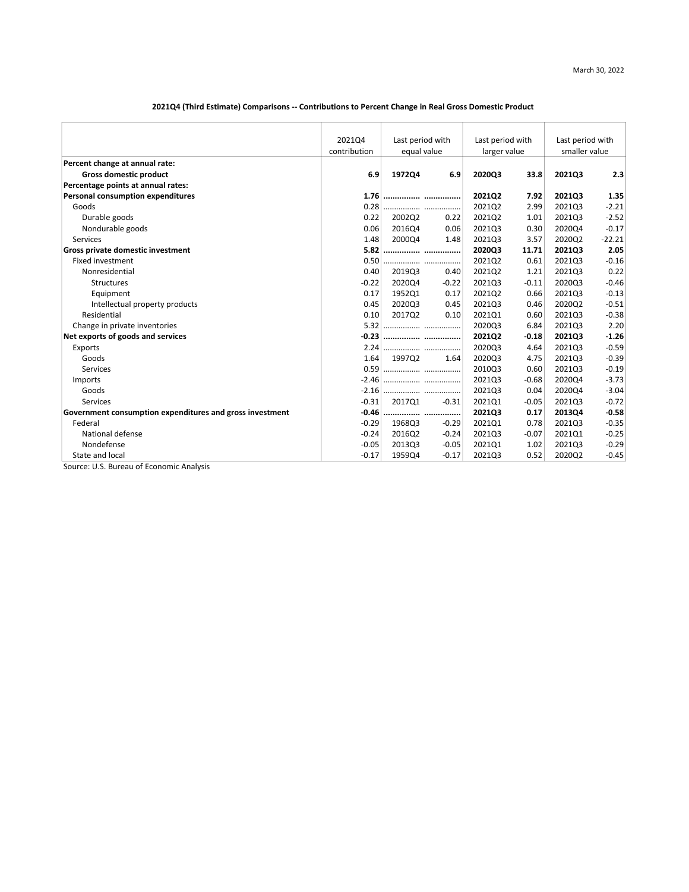March 30, 2022

**2021Q4 (Third Estimate) Comparisons -- Contributions to Percent Change in Real Gross Domestic Product**

| | 2021Q4 contribution | Last period with equal value | | Last period with larger value | | Last period with smaller value | |
|---|---|---|---|---|---|---|---|
| **Percent change at annual rate:** | | | | | | | |
| **Gross domestic product** | **6.9** | **1972Q4** | **6.9** | **2020Q3** | **33.8** | **2021Q3** | **2.3** |
| **Percentage points at annual rates:** | | | | | | | |
| **Personal consumption expenditures** | **1.76** | **................** | **................** | **2021Q2** | **7.92** | **2021Q3** | **1.35** |
| Goods | 0.28 | ................ | ................ | 2021Q2 | 2.99 | 2021Q3 | -2.21 |
| Durable goods | 0.22 | 2002Q2 | 0.22 | 2021Q2 | 1.01 | 2021Q3 | -2.52 |
| Nondurable goods | 0.06 | 2016Q4 | 0.06 | 2021Q3 | 0.30 | 2020Q4 | -0.17 |
| Services | 1.48 | 2000Q4 | 1.48 | 2021Q3 | 3.57 | 2020Q2 | -22.21 |
| **Gross private domestic investment** | **5.82** | **................** | **................** | **2020Q3** | **11.71** | **2021Q3** | **2.05** |
| Fixed investment | 0.50 | ................ | ................ | 2021Q2 | 0.61 | 2021Q3 | -0.16 |
| Nonresidential | 0.40 | 2019Q3 | 0.40 | 2021Q2 | 1.21 | 2021Q3 | 0.22 |
| Structures | -0.22 | 2020Q4 | -0.22 | 2021Q3 | -0.11 | 2020Q3 | -0.46 |
| Equipment | 0.17 | 1952Q1 | 0.17 | 2021Q2 | 0.66 | 2021Q3 | -0.13 |
| Intellectual property products | 0.45 | 2020Q3 | 0.45 | 2021Q3 | 0.46 | 2020Q2 | -0.51 |
| Residential | 0.10 | 2017Q2 | 0.10 | 2021Q1 | 0.60 | 2021Q3 | -0.38 |
| Change in private inventories | 5.32 | ................ | ................ | 2020Q3 | 6.84 | 2021Q3 | 2.20 |
| **Net exports of goods and services** | **-0.23** | **................** | **................** | **2021Q2** | **-0.18** | **2021Q3** | **-1.26** |
| Exports | 2.24 | ................ | ................ | 2020Q3 | 4.64 | 2021Q3 | -0.59 |
| Goods | 1.64 | 1997Q2 | 1.64 | 2020Q3 | 4.75 | 2021Q3 | -0.39 |
| Services | 0.59 | ................ | ................ | 2010Q3 | 0.60 | 2021Q3 | -0.19 |
| Imports | -2.46 | ................ | ................ | 2021Q3 | -0.68 | 2020Q4 | -3.73 |
| Goods | -2.16 | ................ | ................ | 2021Q3 | 0.04 | 2020Q4 | -3.04 |
| Services | -0.31 | 2017Q1 | -0.31 | 2021Q1 | -0.05 | 2021Q3 | -0.72 |
| **Government consumption expenditures and gross investment** | **-0.46** | **................** | **................** | **2021Q3** | **0.17** | **2013Q4** | **-0.58** |
| Federal | -0.29 | 1968Q3 | -0.29 | 2021Q1 | 0.78 | 2021Q3 | -0.35 |
| National defense | -0.24 | 2016Q2 | -0.24 | 2021Q3 | -0.07 | 2021Q1 | -0.25 |
| Nondefense | -0.05 | 2013Q3 | -0.05 | 2021Q1 | 1.02 | 2021Q3 | -0.29 |
| State and local | -0.17 | 1959Q4 | -0.17 | 2021Q3 | 0.52 | 2020Q2 | -0.45 |

Source: U.S. Bureau of Economic Analysis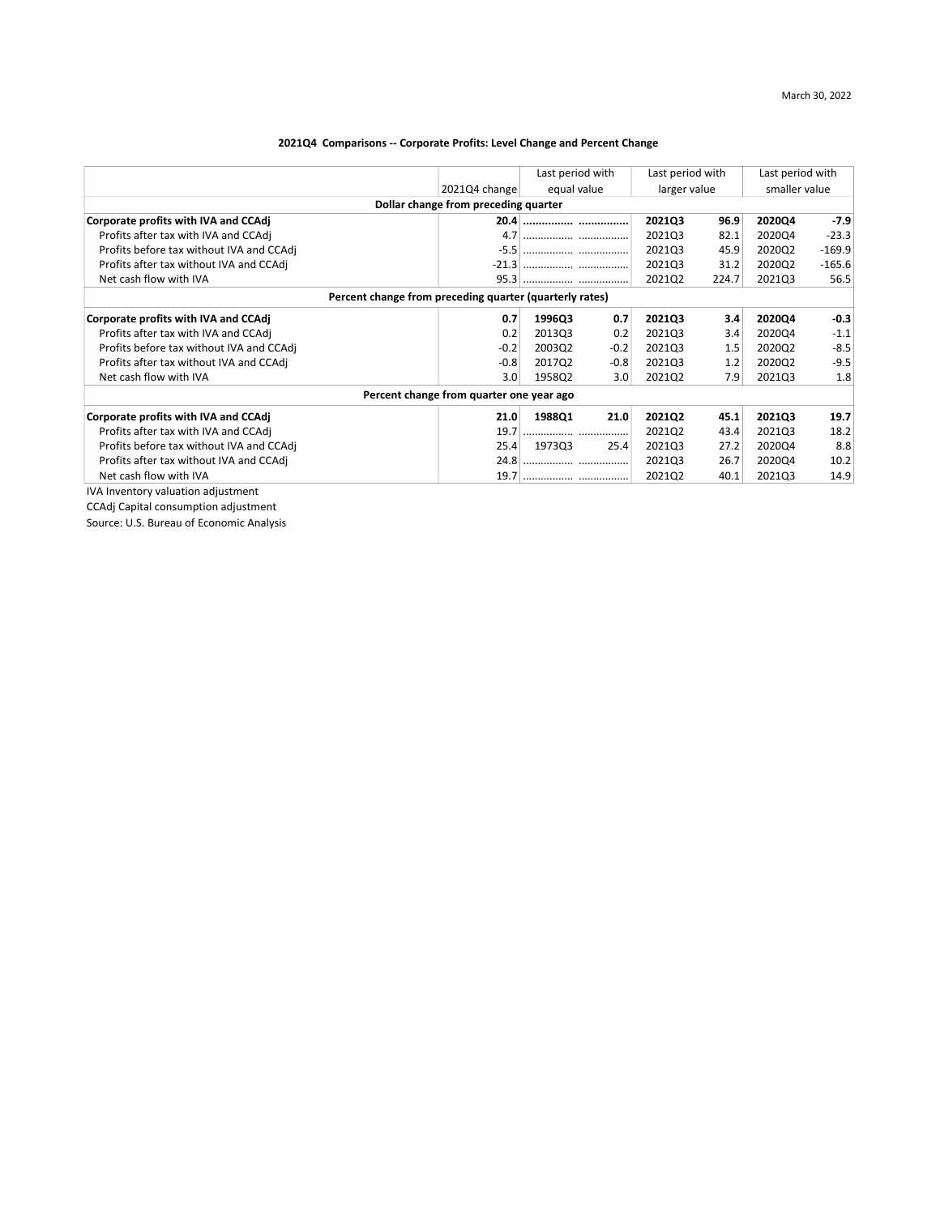March 30, 2022

### 2021Q4 Comparisons -- Corporate Profits: Level Change and Percent Change

| | 2021Q4 change | Last period with equal value | | Last period with larger value | | Last period with smaller value | |
|---|---|---|---|---|---|---|---|
| **Dollar change from preceding quarter** | | | | | | | |
| **Corporate profits with IVA and CCAdj** | **20.4** | **................** | **................** | **2021Q3** | **96.9** | **2020Q4** | **-7.9** |
| Profits after tax with IVA and CCAdj | 4.7 | ................ | ................ | 2021Q3 | 82.1 | 2020Q4 | -23.3 |
| Profits before tax without IVA and CCAdj | -5.5 | ................ | ................ | 2021Q3 | 45.9 | 2020Q2 | -169.9 |
| Profits after tax without IVA and CCAdj | -21.3 | ................ | ................ | 2021Q3 | 31.2 | 2020Q2 | -165.6 |
| Net cash flow with IVA | 95.3 | ................ | ................ | 2021Q2 | 224.7 | 2021Q3 | 56.5 |
| **Percent change from preceding quarter (quarterly rates)** | | | | | | | |
| **Corporate profits with IVA and CCAdj** | **0.7** | **1996Q3** | **0.7** | **2021Q3** | **3.4** | **2020Q4** | **-0.3** |
| Profits after tax with IVA and CCAdj | 0.2 | 2013Q3 | 0.2 | 2021Q3 | 3.4 | 2020Q4 | -1.1 |
| Profits before tax without IVA and CCAdj | -0.2 | 2003Q2 | -0.2 | 2021Q3 | 1.5 | 2020Q2 | -8.5 |
| Profits after tax without IVA and CCAdj | -0.8 | 2017Q2 | -0.8 | 2021Q3 | 1.2 | 2020Q2 | -9.5 |
| Net cash flow with IVA | 3.0 | 1958Q2 | 3.0 | 2021Q2 | 7.9 | 2021Q3 | 1.8 |
| **Percent change from quarter one year ago** | | | | | | | |
| **Corporate profits with IVA and CCAdj** | **21.0** | **1988Q1** | **21.0** | **2021Q2** | **45.1** | **2021Q3** | **19.7** |
| Profits after tax with IVA and CCAdj | 19.7 | ................ | ................ | 2021Q2 | 43.4 | 2021Q3 | 18.2 |
| Profits before tax without IVA and CCAdj | 25.4 | 1973Q3 | 25.4 | 2021Q3 | 27.2 | 2020Q4 | 8.8 |
| Profits after tax without IVA and CCAdj | 24.8 | ................ | ................ | 2021Q3 | 26.7 | 2020Q4 | 10.2 |
| Net cash flow with IVA | 19.7 | ................ | ................ | 2021Q2 | 40.1 | 2021Q3 | 14.9 |

IVA Inventory valuation adjustment

CCAdj Capital consumption adjustment

Source: U.S. Bureau of Economic Analysis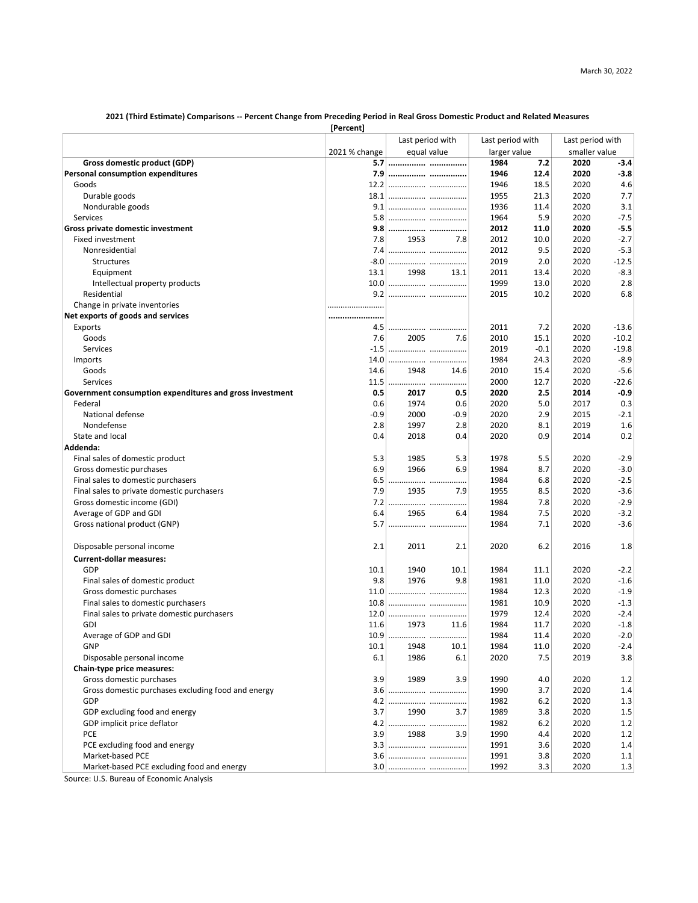March 30, 2022

**2021 (Third Estimate) Comparisons -- Percent Change from Preceding Period in Real Gross Domestic Product and Related Measures**

[Percent]

| | 2021 % change | Last period with equal value | | Last period with larger value | | Last period with smaller value | |
|---|---|---|---|---|---|---|---|
| **Gross domestic product (GDP)** | **5.7** | **................** | **................** | **1984** | **7.2** | **2020** | **-3.4** |
| **Personal consumption expenditures** | **7.9** | **................** | **................** | **1946** | **12.4** | **2020** | **-3.8** |
| Goods | 12.2 | ................ | ................ | 1946 | 18.5 | 2020 | 4.6 |
| Durable goods | 18.1 | ................ | ................ | 1955 | 21.3 | 2020 | 7.7 |
| Nondurable goods | 9.1 | ................ | ................ | 1936 | 11.4 | 2020 | 3.1 |
| Services | 5.8 | ................ | ................ | 1964 | 5.9 | 2020 | -7.5 |
| **Gross private domestic investment** | **9.8** | **................** | **................** | **2012** | **11.0** | **2020** | **-5.5** |
| Fixed investment | 7.8 | 1953 | 7.8 | 2012 | 10.0 | 2020 | -2.7 |
| Nonresidential | 7.4 | ................ | ................ | 2012 | 9.5 | 2020 | -5.3 |
| Structures | -8.0 | ................ | ................ | 2019 | 2.0 | 2020 | -12.5 |
| Equipment | 13.1 | 1998 | 13.1 | 2011 | 13.4 | 2020 | -8.3 |
| Intellectual property products | 10.0 | ................ | ................ | 1999 | 13.0 | 2020 | 2.8 |
| Residential | 9.2 | ................ | ................ | 2015 | 10.2 | 2020 | 6.8 |
| Change in private inventories | ........................ | | | | | | |
| **Net exports of goods and services** | **........................** | | | | | | |
| Exports | 4.5 | ................ | ................ | 2011 | 7.2 | 2020 | -13.6 |
| Goods | 7.6 | 2005 | 7.6 | 2010 | 15.1 | 2020 | -10.2 |
| Services | -1.5 | ................ | ................ | 2019 | -0.1 | 2020 | -19.8 |
| Imports | 14.0 | ................ | ................ | 1984 | 24.3 | 2020 | -8.9 |
| Goods | 14.6 | 1948 | 14.6 | 2010 | 15.4 | 2020 | -5.6 |
| Services | 11.5 | ................ | ................ | 2000 | 12.7 | 2020 | -22.6 |
| **Government consumption expenditures and gross investment** | **0.5** | **2017** | **0.5** | **2020** | **2.5** | **2014** | **-0.9** |
| Federal | 0.6 | 1974 | 0.6 | 2020 | 5.0 | 2017 | 0.3 |
| National defense | -0.9 | 2000 | -0.9 | 2020 | 2.9 | 2015 | -2.1 |
| Nondefense | 2.8 | 1997 | 2.8 | 2020 | 8.1 | 2019 | 1.6 |
| State and local | 0.4 | 2018 | 0.4 | 2020 | 0.9 | 2014 | 0.2 |
| **Addenda:** | | | | | | | |
| Final sales of domestic product | 5.3 | 1985 | 5.3 | 1978 | 5.5 | 2020 | -2.9 |
| Gross domestic purchases | 6.9 | 1966 | 6.9 | 1984 | 8.7 | 2020 | -3.0 |
| Final sales to domestic purchasers | 6.5 | ................ | ................ | 1984 | 6.8 | 2020 | -2.5 |
| Final sales to private domestic purchasers | 7.9 | 1935 | 7.9 | 1955 | 8.5 | 2020 | -3.6 |
| Gross domestic income (GDI) | 7.2 | ................ | ................ | 1984 | 7.8 | 2020 | -2.9 |
| Average of GDP and GDI | 6.4 | 1965 | 6.4 | 1984 | 7.5 | 2020 | -3.2 |
| Gross national product (GNP) | 5.7 | ................ | ................ | 1984 | 7.1 | 2020 | -3.6 |
| Disposable personal income | 2.1 | 2011 | 2.1 | 2020 | 6.2 | 2016 | 1.8 |
| **Current-dollar measures:** | | | | | | | |
| GDP | 10.1 | 1940 | 10.1 | 1984 | 11.1 | 2020 | -2.2 |
| Final sales of domestic product | 9.8 | 1976 | 9.8 | 1981 | 11.0 | 2020 | -1.6 |
| Gross domestic purchases | 11.0 | ................ | ................ | 1984 | 12.3 | 2020 | -1.9 |
| Final sales to domestic purchasers | 10.8 | ................ | ................ | 1981 | 10.9 | 2020 | -1.3 |
| Final sales to private domestic purchasers | 12.0 | ................ | ................ | 1979 | 12.4 | 2020 | -2.4 |
| GDI | 11.6 | 1973 | 11.6 | 1984 | 11.7 | 2020 | -1.8 |
| Average of GDP and GDI | 10.9 | ................ | ................ | 1984 | 11.4 | 2020 | -2.0 |
| GNP | 10.1 | 1948 | 10.1 | 1984 | 11.0 | 2020 | -2.4 |
| Disposable personal income | 6.1 | 1986 | 6.1 | 2020 | 7.5 | 2019 | 3.8 |
| **Chain-type price measures:** | | | | | | | |
| Gross domestic purchases | 3.9 | 1989 | 3.9 | 1990 | 4.0 | 2020 | 1.2 |
| Gross domestic purchases excluding food and energy | 3.6 | ................ | ................ | 1990 | 3.7 | 2020 | 1.4 |
| GDP | 4.2 | ................ | ................ | 1982 | 6.2 | 2020 | 1.3 |
| GDP excluding food and energy | 3.7 | 1990 | 3.7 | 1989 | 3.8 | 2020 | 1.5 |
| GDP implicit price deflator | 4.2 | ................ | ................ | 1982 | 6.2 | 2020 | 1.2 |
| PCE | 3.9 | 1988 | 3.9 | 1990 | 4.4 | 2020 | 1.2 |
| PCE excluding food and energy | 3.3 | ................ | ................ | 1991 | 3.6 | 2020 | 1.4 |
| Market-based PCE | 3.6 | ................ | ................ | 1991 | 3.8 | 2020 | 1.1 |
| Market-based PCE excluding food and energy | 3.0 | ................ | ................ | 1992 | 3.3 | 2020 | 1.3 |

Source: U.S. Bureau of Economic Analysis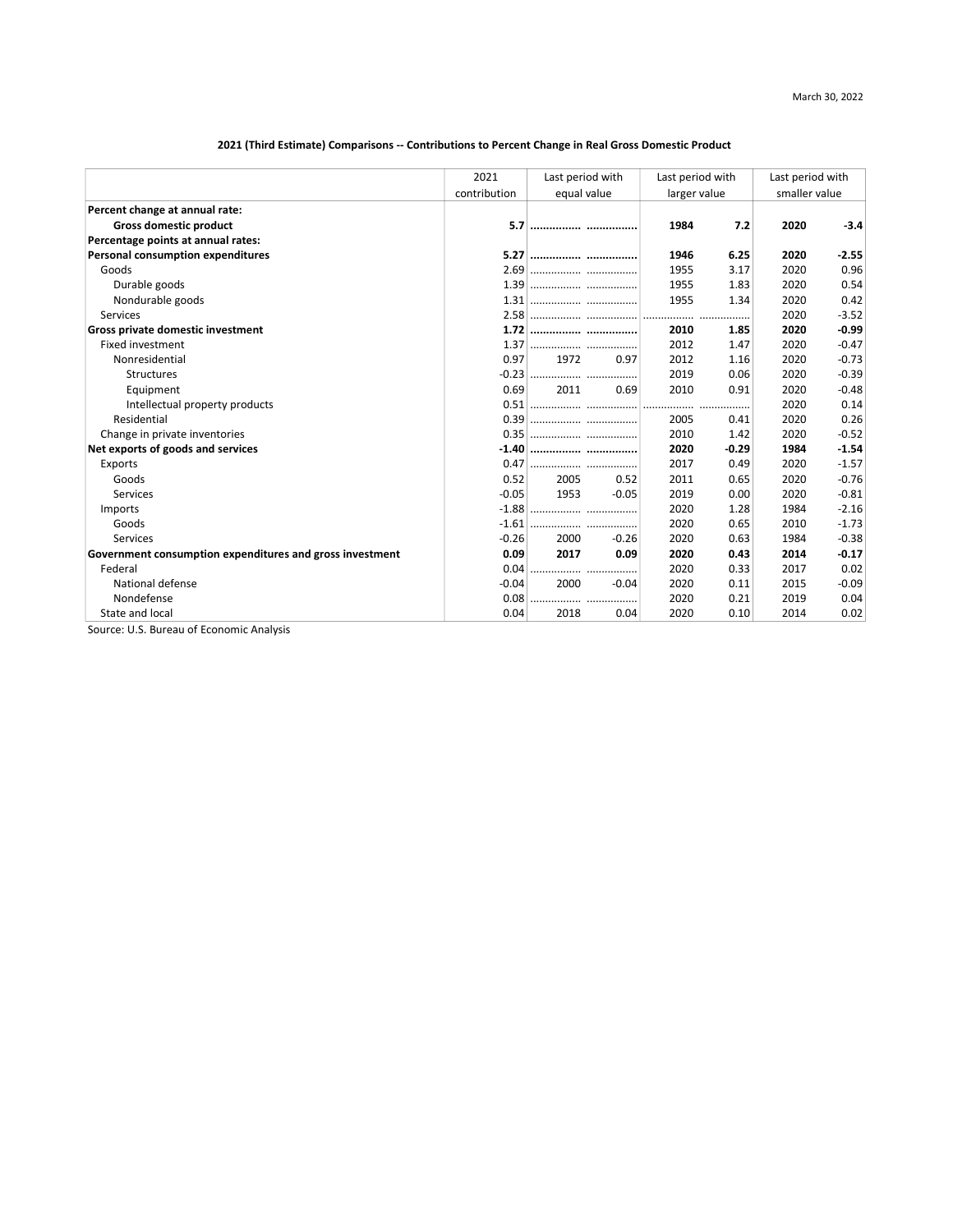March 30, 2022

**2021 (Third Estimate) Comparisons -- Contributions to Percent Change in Real Gross Domestic Product**

| | 2021 contribution | Last period with equal value | | Last period with larger value | | Last period with smaller value | |
|---|---|---|---|---|---|---|---|
| **Percent change at annual rate:** | | | | | | | |
| **Gross domestic product** | **5.7** | **................** | **................** | **1984** | **7.2** | **2020** | **-3.4** |
| **Percentage points at annual rates:** | | | | | | | |
| **Personal consumption expenditures** | **5.27** | **................** | **................** | **1946** | **6.25** | **2020** | **-2.55** |
| Goods | 2.69 | ................ | ................ | 1955 | 3.17 | 2020 | 0.96 |
| Durable goods | 1.39 | ................ | ................ | 1955 | 1.83 | 2020 | 0.54 |
| Nondurable goods | 1.31 | ................ | ................ | 1955 | 1.34 | 2020 | 0.42 |
| Services | 2.58 | ................ | ................ | ................ | ................ | 2020 | -3.52 |
| **Gross private domestic investment** | **1.72** | **................** | **................** | **2010** | **1.85** | **2020** | **-0.99** |
| Fixed investment | 1.37 | ................ | ................ | 2012 | 1.47 | 2020 | -0.47 |
| Nonresidential | 0.97 | 1972 | 0.97 | 2012 | 1.16 | 2020 | -0.73 |
| Structures | -0.23 | ................ | ................ | 2019 | 0.06 | 2020 | -0.39 |
| Equipment | 0.69 | 2011 | 0.69 | 2010 | 0.91 | 2020 | -0.48 |
| Intellectual property products | 0.51 | ................ | ................ | ................ | ................ | 2020 | 0.14 |
| Residential | 0.39 | ................ | ................ | 2005 | 0.41 | 2020 | 0.26 |
| Change in private inventories | 0.35 | ................ | ................ | 2010 | 1.42 | 2020 | -0.52 |
| **Net exports of goods and services** | **-1.40** | **................** | **................** | **2020** | **-0.29** | **1984** | **-1.54** |
| Exports | 0.47 | ................ | ................ | 2017 | 0.49 | 2020 | -1.57 |
| Goods | 0.52 | 2005 | 0.52 | 2011 | 0.65 | 2020 | -0.76 |
| Services | -0.05 | 1953 | -0.05 | 2019 | 0.00 | 2020 | -0.81 |
| Imports | -1.88 | ................ | ................ | 2020 | 1.28 | 1984 | -2.16 |
| Goods | -1.61 | ................ | ................ | 2020 | 0.65 | 2010 | -1.73 |
| Services | -0.26 | 2000 | -0.26 | 2020 | 0.63 | 1984 | -0.38 |
| **Government consumption expenditures and gross investment** | **0.09** | **2017** | **0.09** | **2020** | **0.43** | **2014** | **-0.17** |
| Federal | 0.04 | ................ | ................ | 2020 | 0.33 | 2017 | 0.02 |
| National defense | -0.04 | 2000 | -0.04 | 2020 | 0.11 | 2015 | -0.09 |
| Nondefense | 0.08 | ................ | ................ | 2020 | 0.21 | 2019 | 0.04 |
| State and local | 0.04 | 2018 | 0.04 | 2020 | 0.10 | 2014 | 0.02 |

Source: U.S. Bureau of Economic Analysis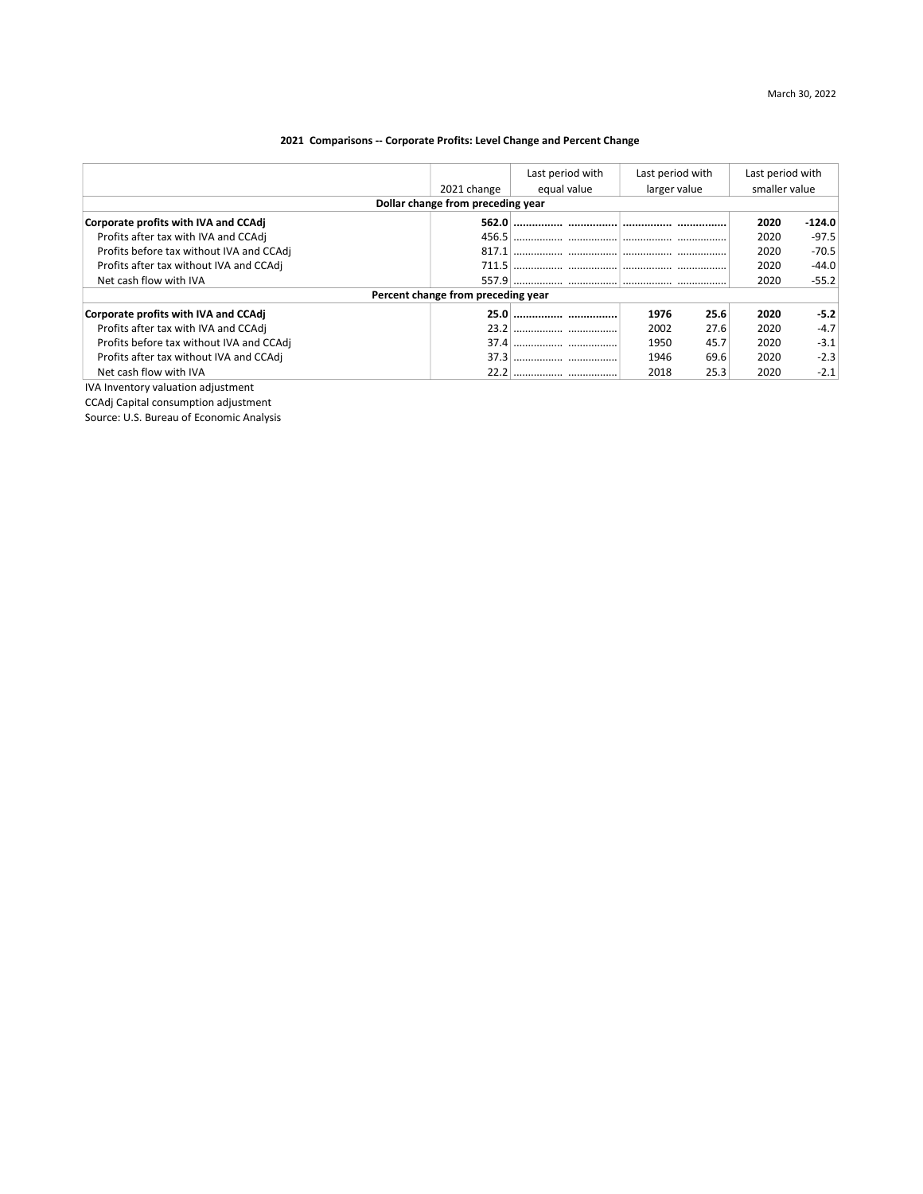March 30, 2022

## 2021 Comparisons -- Corporate Profits: Level Change and Percent Change

| | 2021 change | Last period with equal value | | Last period with larger value | | Last period with smaller value | |
|---|---|---|---|---|---|---|---|
| **Dollar change from preceding year** | | | | | | | |
| **Corporate profits with IVA and CCAdj** | **562.0** | **................** | **................** | **................** | **................** | **2020** | **-124.0** |
| Profits after tax with IVA and CCAdj | 456.5 | ................ | ................ | ................ | ................ | 2020 | -97.5 |
| Profits before tax without IVA and CCAdj | 817.1 | ................ | ................ | ................ | ................ | 2020 | -70.5 |
| Profits after tax without IVA and CCAdj | 711.5 | ................ | ................ | ................ | ................ | 2020 | -44.0 |
| Net cash flow with IVA | 557.9 | ................ | ................ | ................ | ................ | 2020 | -55.2 |
| **Percent change from preceding year** | | | | | | | |
| **Corporate profits with IVA and CCAdj** | **25.0** | **................** | **................** | **1976** | **25.6** | **2020** | **-5.2** |
| Profits after tax with IVA and CCAdj | 23.2 | ................ | ................ | 2002 | 27.6 | 2020 | -4.7 |
| Profits before tax without IVA and CCAdj | 37.4 | ................ | ................ | 1950 | 45.7 | 2020 | -3.1 |
| Profits after tax without IVA and CCAdj | 37.3 | ................ | ................ | 1946 | 69.6 | 2020 | -2.3 |
| Net cash flow with IVA | 22.2 | ................ | ................ | 2018 | 25.3 | 2020 | -2.1 |

IVA Inventory valuation adjustment

CCAdj Capital consumption adjustment

Source: U.S. Bureau of Economic Analysis